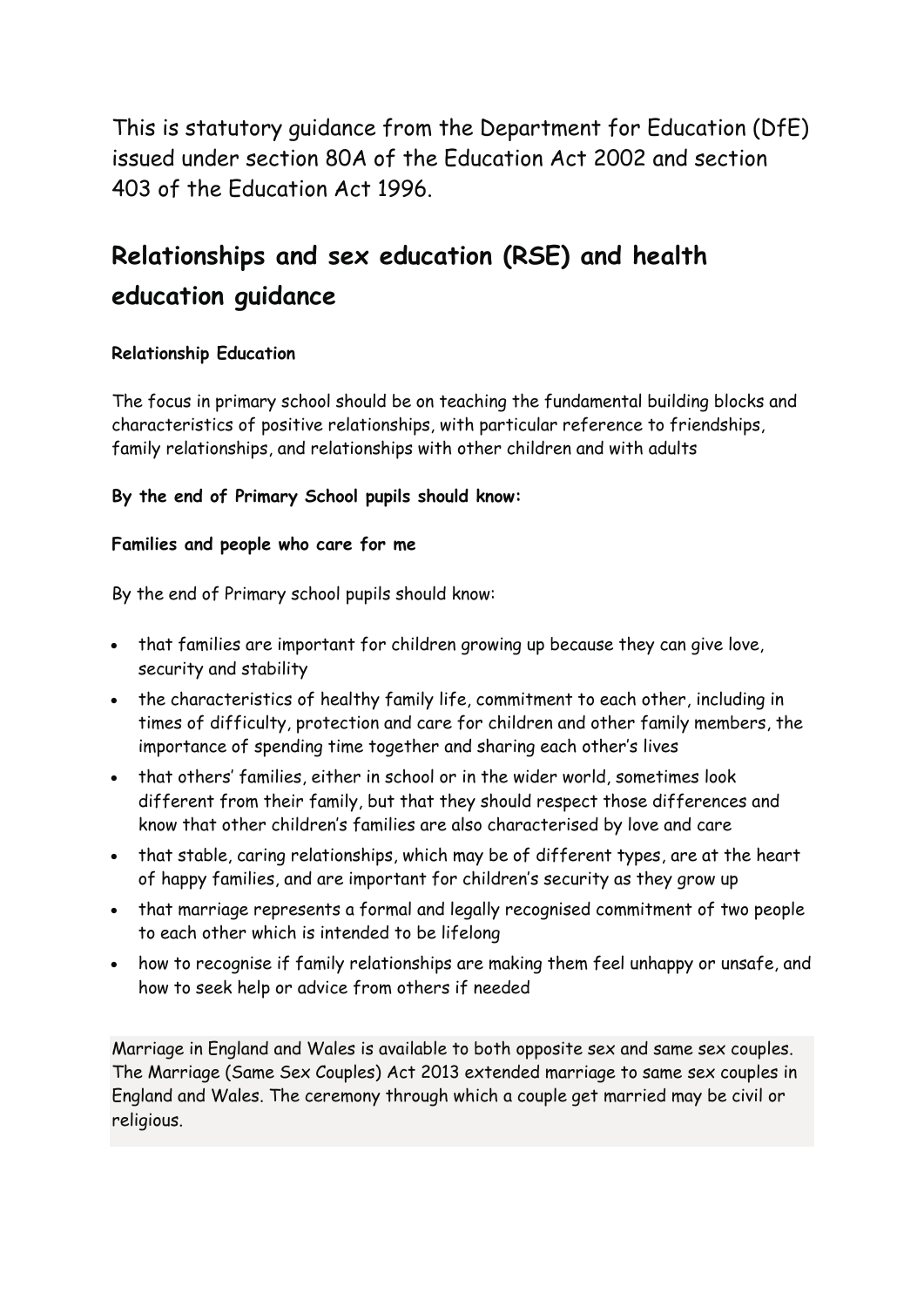This is statutory guidance from the Department for Education (DfE) issued under section 80A of the Education Act 2002 and section 403 of the Education Act 1996.

# Relationships and sex education (RSE) and health education guidance

**Relationship Education**

The focus in primary school should be on teaching the fundamental building blocks and characteristics of positive relationships, with particular reference to friendships, family relationships, and relationships with other children and with adults

**By the end of Primary School pupils should know:**

**Families and people who care for me**

By the end of Primary school pupils should know:

- that families are important for children growing up because they can give love, security and stability
- the characteristics of healthy family life, commitment to each other, including in times of difficulty, protection and care for children and other family members, the importance of spending time together and sharing each other's lives
- that others' families, either in school or in the wider world, sometimes look different from their family, but that they should respect those differences and know that other children's families are also characterised by love and care
- that stable, caring relationships, which may be of different types, are at the heart of happy families, and are important for children's security as they grow up
- that marriage represents a formal and legally recognised commitment of two people to each other which is intended to be lifelong
- how to recognise if family relationships are making them feel unhappy or unsafe, and how to seek help or advice from others if needed

Marriage in England and Wales is available to both opposite sex and same sex couples. The Marriage (Same Sex Couples) Act 2013 extended marriage to same sex couples in England and Wales. The ceremony through which a couple get married may be civil or religious.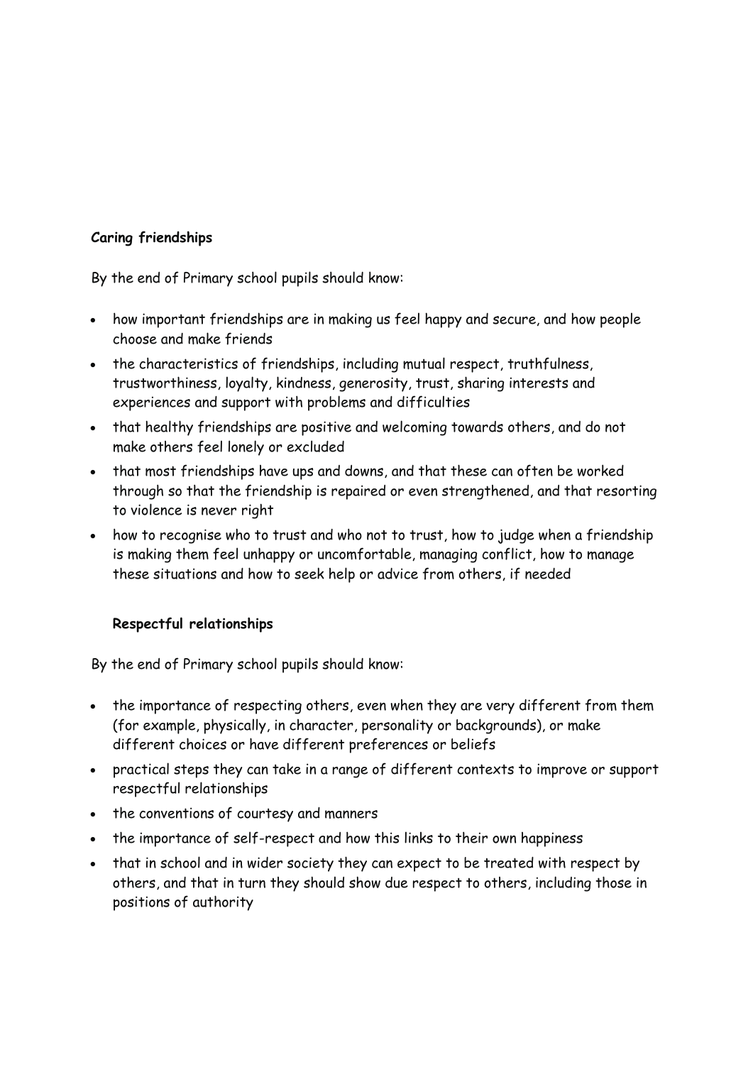**Caring friendships**

By the end of Primary school pupils should know:

- how important friendships are in making us feel happy and secure, and how people choose and make friends
- the characteristics of friendships, including mutual respect, truthfulness, trustworthiness, loyalty, kindness, generosity, trust, sharing interests and experiences and support with problems and difficulties
- that healthy friendships are positive and welcoming towards others, and do not make others feel lonely or excluded
- that most friendships have ups and downs, and that these can often be worked through so that the friendship is repaired or even strengthened, and that resorting to violence is never right
- how to recognise who to trust and who not to trust, how to judge when a friendship is making them feel unhappy or uncomfortable, managing conflict, how to manage these situations and how to seek help or advice from others, if needed

**Respectful relationships**

By the end of Primary school pupils should know:

- the importance of respecting others, even when they are very different from them (for example, physically, in character, personality or backgrounds), or make different choices or have different preferences or beliefs
- practical steps they can take in a range of different contexts to improve or support respectful relationships
- the conventions of courtesy and manners
- the importance of self-respect and how this links to their own happiness
- that in school and in wider society they can expect to be treated with respect by others, and that in turn they should show due respect to others, including those in positions of authority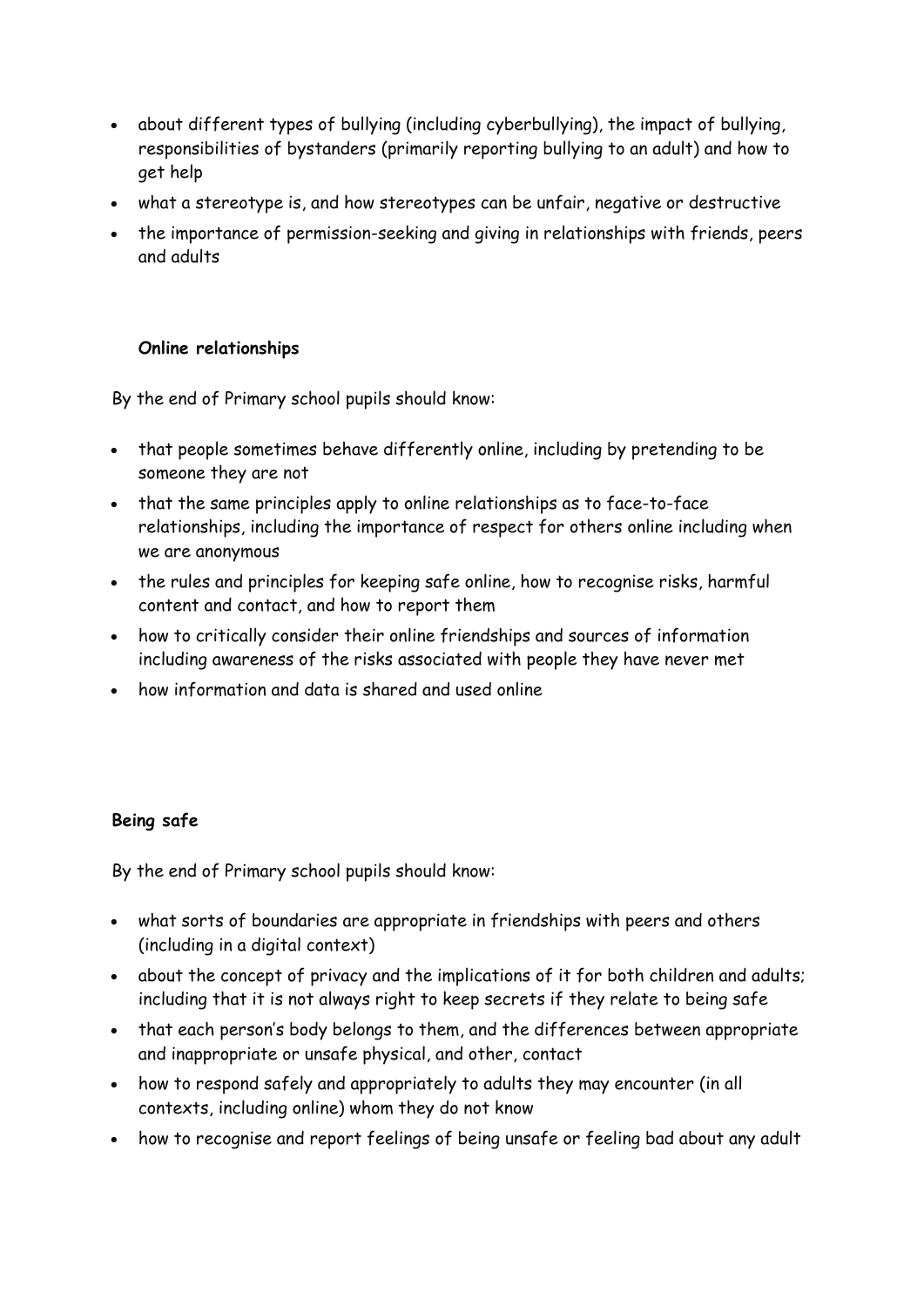- about different types of bullying (including cyberbullying), the impact of bullying, responsibilities of bystanders (primarily reporting bullying to an adult) and how to get help
- what a stereotype is, and how stereotypes can be unfair, negative or destructive
- the importance of permission-seeking and giving in relationships with friends, peers and adults

**Online relationships**

By the end of Primary school pupils should know:

- that people sometimes behave differently online, including by pretending to be someone they are not
- that the same principles apply to online relationships as to face-to-face relationships, including the importance of respect for others online including when we are anonymous
- the rules and principles for keeping safe online, how to recognise risks, harmful content and contact, and how to report them
- how to critically consider their online friendships and sources of information including awareness of the risks associated with people they have never met
- how information and data is shared and used online

**Being safe**

By the end of Primary school pupils should know:

- what sorts of boundaries are appropriate in friendships with peers and others (including in a digital context)
- about the concept of privacy and the implications of it for both children and adults; including that it is not always right to keep secrets if they relate to being safe
- that each person's body belongs to them, and the differences between appropriate and inappropriate or unsafe physical, and other, contact
- how to respond safely and appropriately to adults they may encounter (in all contexts, including online) whom they do not know
- how to recognise and report feelings of being unsafe or feeling bad about any adult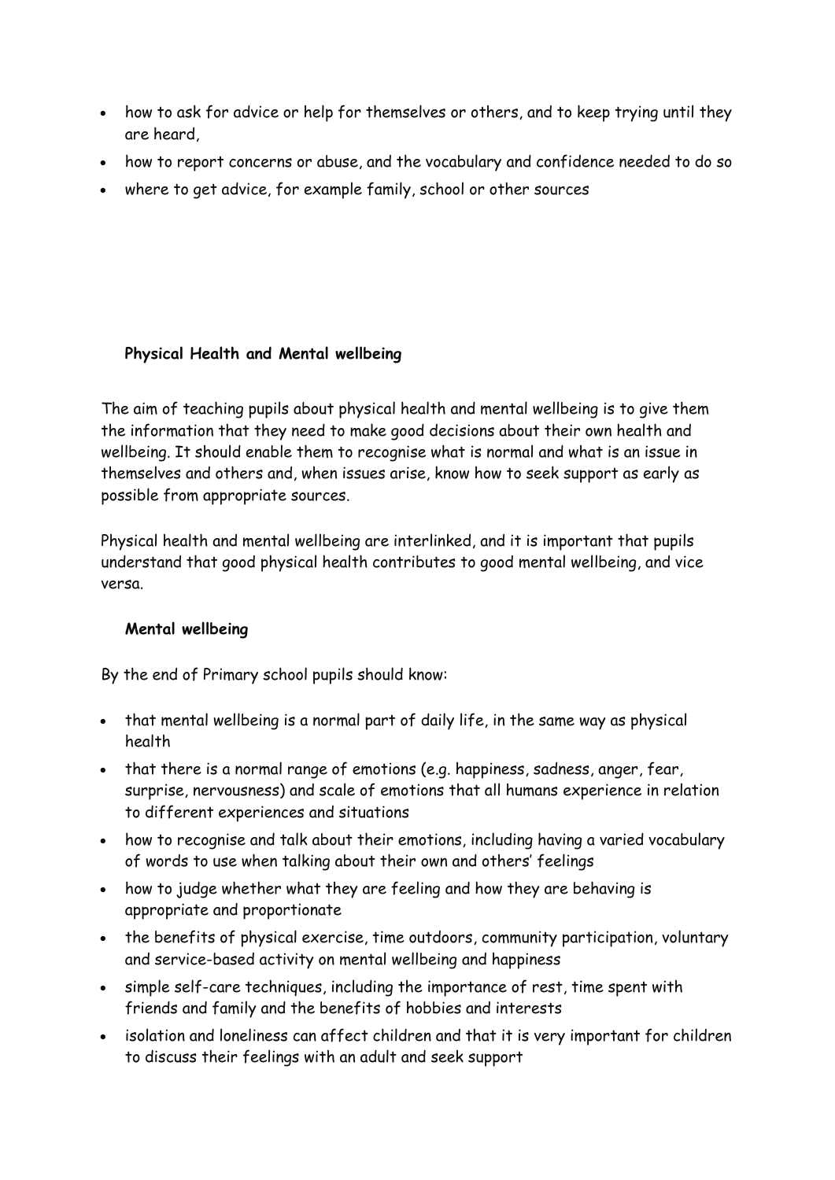- how to ask for advice or help for themselves or others, and to keep trying until they are heard,
- how to report concerns or abuse, and the vocabulary and confidence needed to do so
- where to get advice, for example family, school or other sources

## Physical Health and Mental wellbeing

The aim of teaching pupils about physical health and mental wellbeing is to give them the information that they need to make good decisions about their own health and wellbeing. It should enable them to recognise what is normal and what is an issue in themselves and others and, when issues arise, know how to seek support as early as possible from appropriate sources.

Physical health and mental wellbeing are interlinked, and it is important that pupils understand that good physical health contributes to good mental wellbeing, and vice versa.

### Mental wellbeing

By the end of Primary school pupils should know:

- that mental wellbeing is a normal part of daily life, in the same way as physical health
- that there is a normal range of emotions (e.g. happiness, sadness, anger, fear, surprise, nervousness) and scale of emotions that all humans experience in relation to different experiences and situations
- how to recognise and talk about their emotions, including having a varied vocabulary of words to use when talking about their own and others' feelings
- how to judge whether what they are feeling and how they are behaving is appropriate and proportionate
- the benefits of physical exercise, time outdoors, community participation, voluntary and service-based activity on mental wellbeing and happiness
- simple self-care techniques, including the importance of rest, time spent with friends and family and the benefits of hobbies and interests
- isolation and loneliness can affect children and that it is very important for children to discuss their feelings with an adult and seek support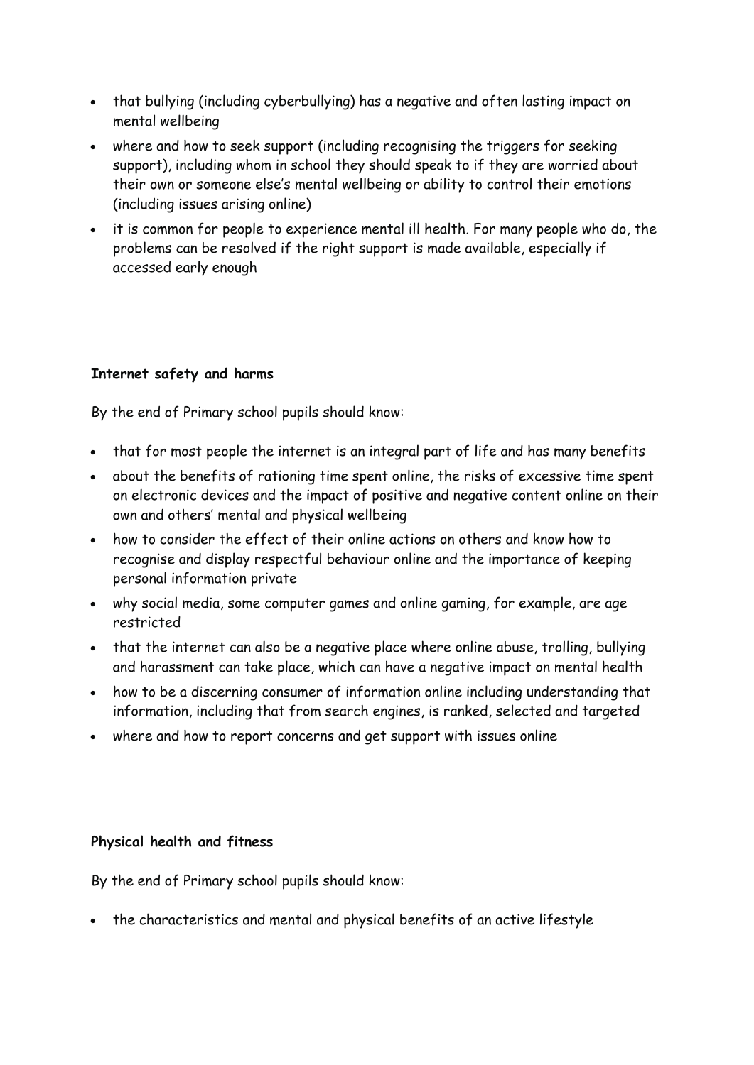- that bullying (including cyberbullying) has a negative and often lasting impact on mental wellbeing
- where and how to seek support (including recognising the triggers for seeking support), including whom in school they should speak to if they are worried about their own or someone else's mental wellbeing or ability to control their emotions (including issues arising online)
- it is common for people to experience mental ill health. For many people who do, the problems can be resolved if the right support is made available, especially if accessed early enough

**Internet safety and harms**

By the end of Primary school pupils should know:

- that for most people the internet is an integral part of life and has many benefits
- about the benefits of rationing time spent online, the risks of excessive time spent on electronic devices and the impact of positive and negative content online on their own and others' mental and physical wellbeing
- how to consider the effect of their online actions on others and know how to recognise and display respectful behaviour online and the importance of keeping personal information private
- why social media, some computer games and online gaming, for example, are age restricted
- that the internet can also be a negative place where online abuse, trolling, bullying and harassment can take place, which can have a negative impact on mental health
- how to be a discerning consumer of information online including understanding that information, including that from search engines, is ranked, selected and targeted
- where and how to report concerns and get support with issues online

**Physical health and fitness**

By the end of Primary school pupils should know:

- the characteristics and mental and physical benefits of an active lifestyle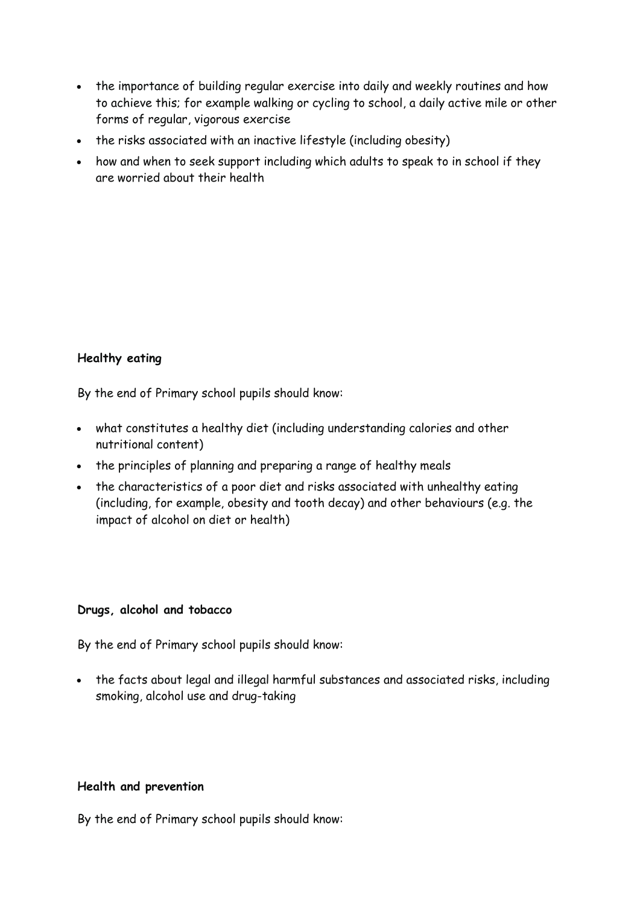- the importance of building regular exercise into daily and weekly routines and how to achieve this; for example walking or cycling to school, a daily active mile or other forms of regular, vigorous exercise
- the risks associated with an inactive lifestyle (including obesity)
- how and when to seek support including which adults to speak to in school if they are worried about their health

**Healthy eating**

By the end of Primary school pupils should know:

- what constitutes a healthy diet (including understanding calories and other nutritional content)
- the principles of planning and preparing a range of healthy meals
- the characteristics of a poor diet and risks associated with unhealthy eating (including, for example, obesity and tooth decay) and other behaviours (e.g. the impact of alcohol on diet or health)

**Drugs, alcohol and tobacco**

By the end of Primary school pupils should know:

- the facts about legal and illegal harmful substances and associated risks, including smoking, alcohol use and drug-taking

**Health and prevention**

By the end of Primary school pupils should know: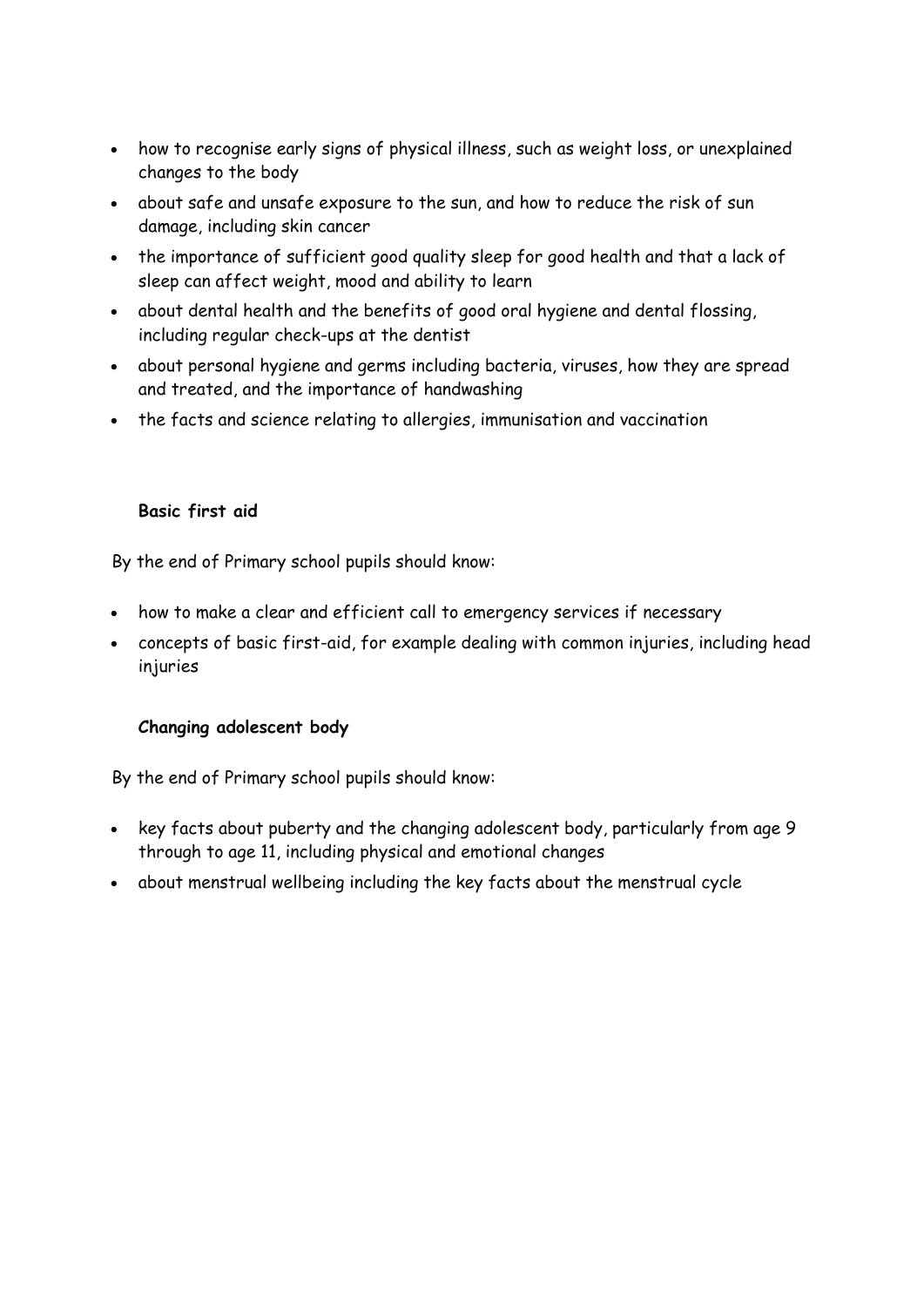- how to recognise early signs of physical illness, such as weight loss, or unexplained changes to the body
- about safe and unsafe exposure to the sun, and how to reduce the risk of sun damage, including skin cancer
- the importance of sufficient good quality sleep for good health and that a lack of sleep can affect weight, mood and ability to learn
- about dental health and the benefits of good oral hygiene and dental flossing, including regular check-ups at the dentist
- about personal hygiene and germs including bacteria, viruses, how they are spread and treated, and the importance of handwashing
- the facts and science relating to allergies, immunisation and vaccination

**Basic first aid**

By the end of Primary school pupils should know:

- how to make a clear and efficient call to emergency services if necessary
- concepts of basic first-aid, for example dealing with common injuries, including head injuries

**Changing adolescent body**

By the end of Primary school pupils should know:

- key facts about puberty and the changing adolescent body, particularly from age 9 through to age 11, including physical and emotional changes
- about menstrual wellbeing including the key facts about the menstrual cycle